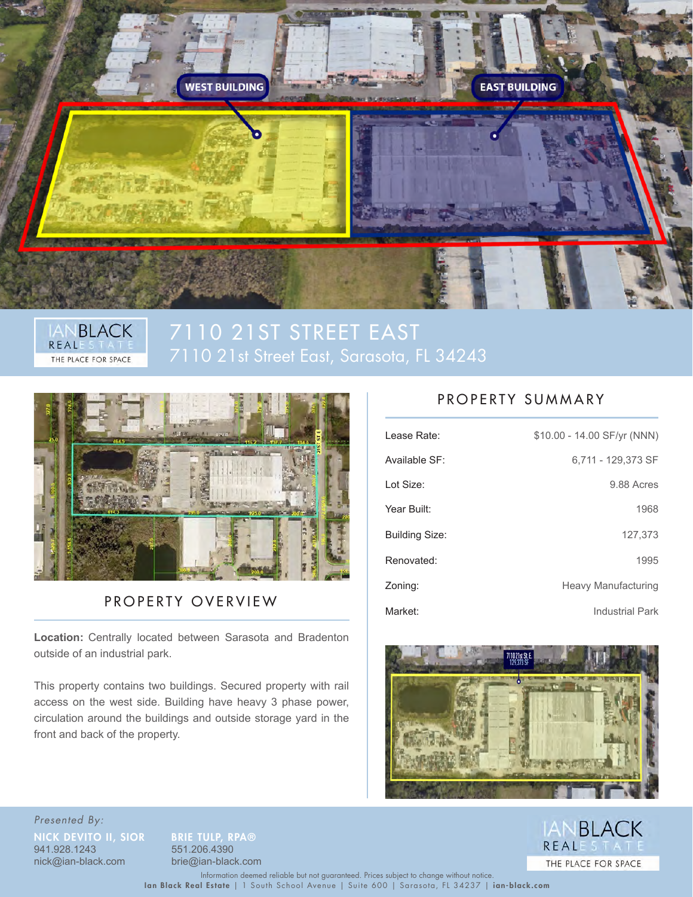# 7110 21ST STREET EAST

7110 21st Street East, Sarasota, FL 34243

## PROPERTY OVERVIEW

**Location:** Centrally located between Sarasota and Bradenton outside of an industrial park.

This property contains two buildings. Secured property with rail access on the west side. Building have heavy 3 phase power, circulation around the buildings and outside storage yard in the front and back of the property.

## PROPERTY SUMMARY

| | |
|---|---|
| Lease Rate: | $10.00 - 14.00 SF/yr (NNN) |
| Available SF: | 6,711 - 129,373 SF |
| Lot Size: | 9.88 Acres |
| Year Built: | 1968 |
| Building Size: | 127,373 |
| Renovated: | 1995 |
| Zoning: | Heavy Manufacturing |
| Market: | Industrial Park |

*Presented By:*

**NICK DEVITO II, SIOR**
941.928.1243
nick@ian-black.com

**BRIE TULP, RPA®**
551.206.4390
brie@ian-black.com

Information deemed reliable but not guaranteed. Prices subject to change without notice.

**Ian Black Real Estate** | 1 South School Avenue | Suite 600 | Sarasota, FL 34237 | **ian-black.com**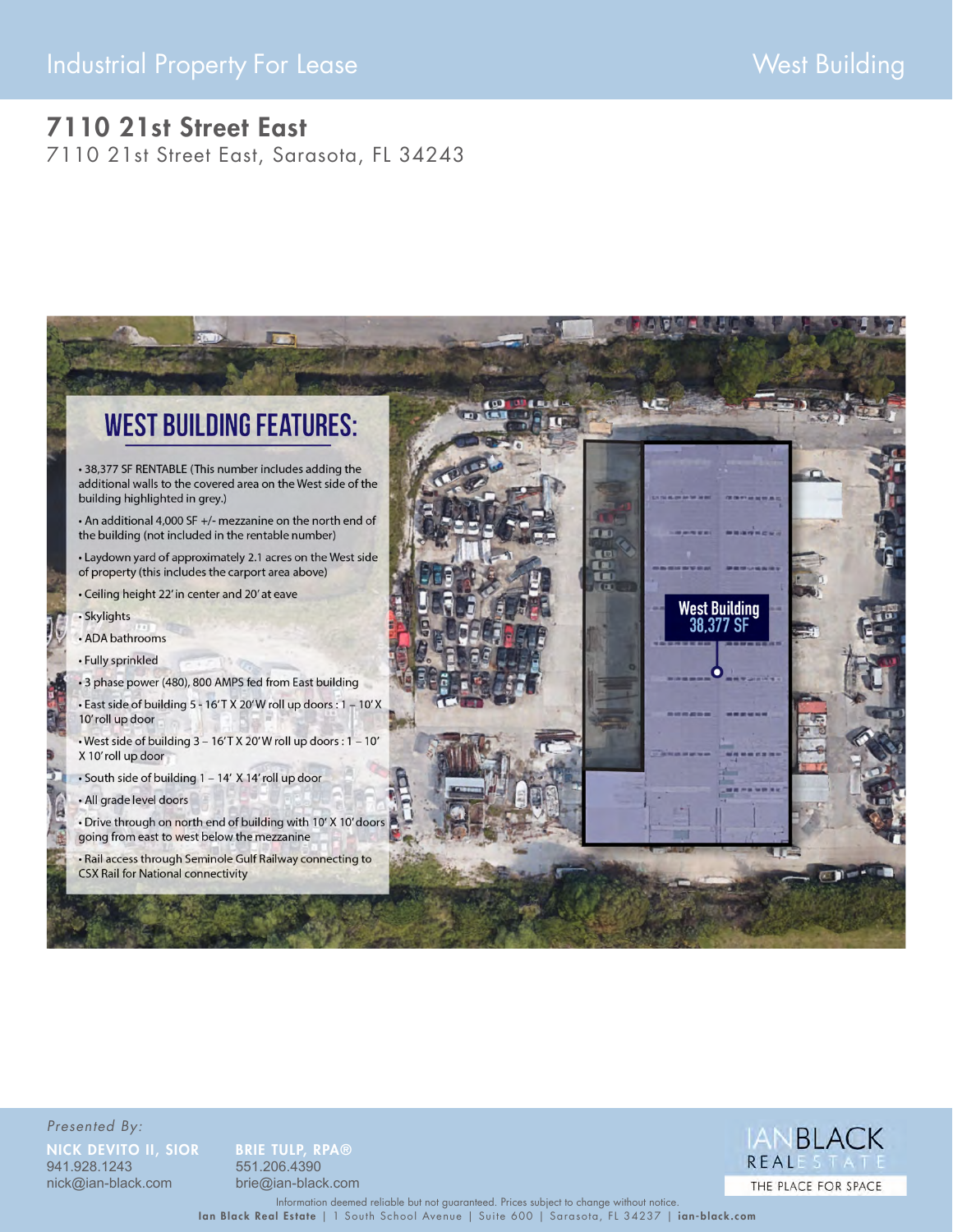Industrial Property For Lease

West Building

# 7110 21st Street East

7110 21st Street East, Sarasota, FL 34243

## WEST BUILDING FEATURES:

- 38,377 SF RENTABLE (This number includes adding the additional walls to the covered area on the West side of the building highlighted in grey.)
- An additional 4,000 SF +/- mezzanine on the north end of the building (not included in the rentable number)
- Laydown yard of approximately 2.1 acres on the West side of property (this includes the carport area above)
- Ceiling height 22' in center and 20' at eave
- Skylights
- ADA bathrooms
- Fully sprinkled
- 3 phase power (480), 800 AMPS fed from East building
- East side of building 5 - 16'T X 20'W roll up doors : 1 – 10' X 10' roll up door
- West side of building 3 – 16'T X 20'W roll up doors : 1 – 10' X 10' roll up door
- South side of building 1 – 14' X 14' roll up door
- All grade level doors
- Drive through on north end of building with 10' X 10' doors going from east to west below the mezzanine
- Rail access through Seminole Gulf Railway connecting to CSX Rail for National connectivity

West Building
38,377 SF

*Presented By:*

**NICK DEVITO II, SIOR**
941.928.1243
nick@ian-black.com

**BRIE TULP, RPA®**
551.206.4390
brie@ian-black.com

IAN BLACK REAL ESTATE
THE PLACE FOR SPACE

Information deemed reliable but not guaranteed. Prices subject to change without notice.
**Ian Black Real Estate** | 1 South School Avenue | Suite 600 | Sarasota, FL 34237 | **ian-black.com**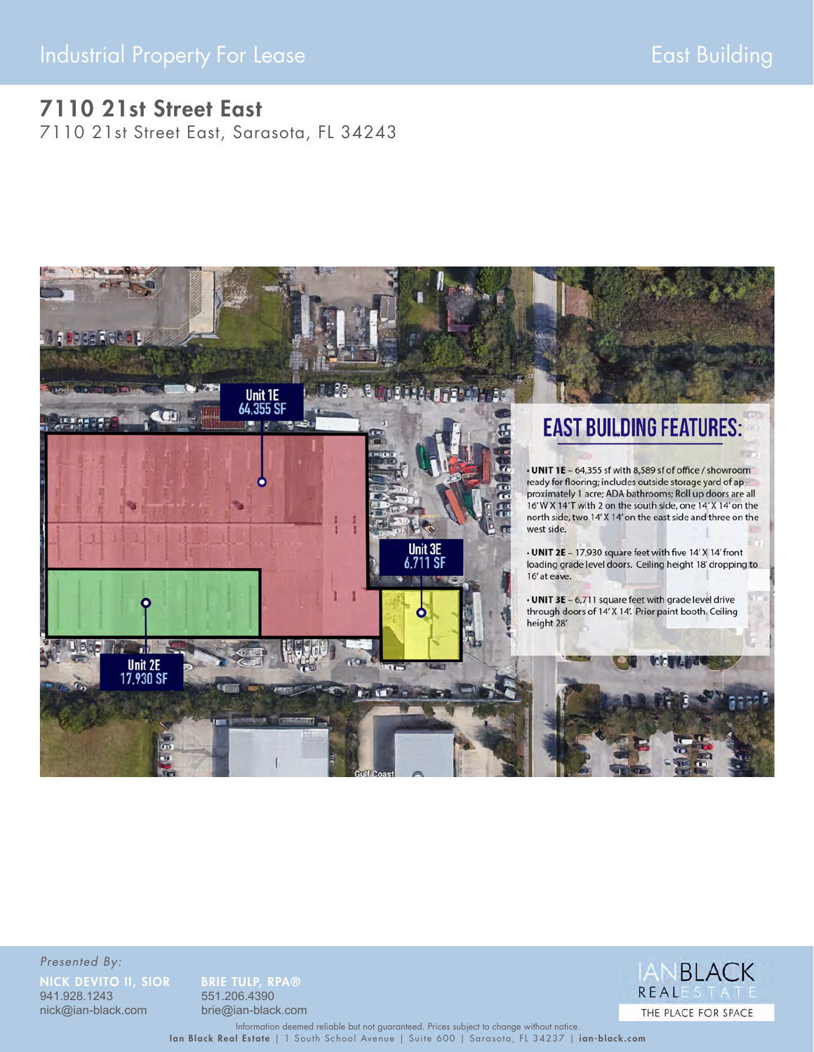Industrial Property For Lease

East Building

# 7110 21st Street East

7110 21st Street East, Sarasota, FL 34243

Unit 1E
64,355 SF

Unit 3E
6,711 SF

Unit 2E
17,930 SF

## EAST BUILDING FEATURES:

- **UNIT 1E** – 64,355 sf with 8,589 sf of office / showroom ready for flooring; includes outside storage yard of approximately 1 acre; ADA bathrooms; Roll up doors are all 16' W X 14' T with 2 on the south side, one 14' X 14' on the north side, two 14' X 14' on the east side and three on the west side.
- **UNIT 2E** – 17,930 square feet with five 14' X 14' front loading grade level doors. Ceiling height 18' dropping to 16' at eave.
- **UNIT 3E** – 6,711 square feet with grade level drive through doors of 14' X 14'. Prior paint booth. Ceiling height 28'

*Presented By:*

**NICK DEVITO II, SIOR**
941.928.1243
nick@ian-black.com

**BRIE TULP, RPA®**
551.206.4390
brie@ian-black.com

IAN BLACK REAL ESTATE
THE PLACE FOR SPACE

Information deemed reliable but not guaranteed. Prices subject to change without notice.

**Ian Black Real Estate** | 1 South School Avenue | Suite 600 | Sarasota, FL 34237 | **ian-black.com**